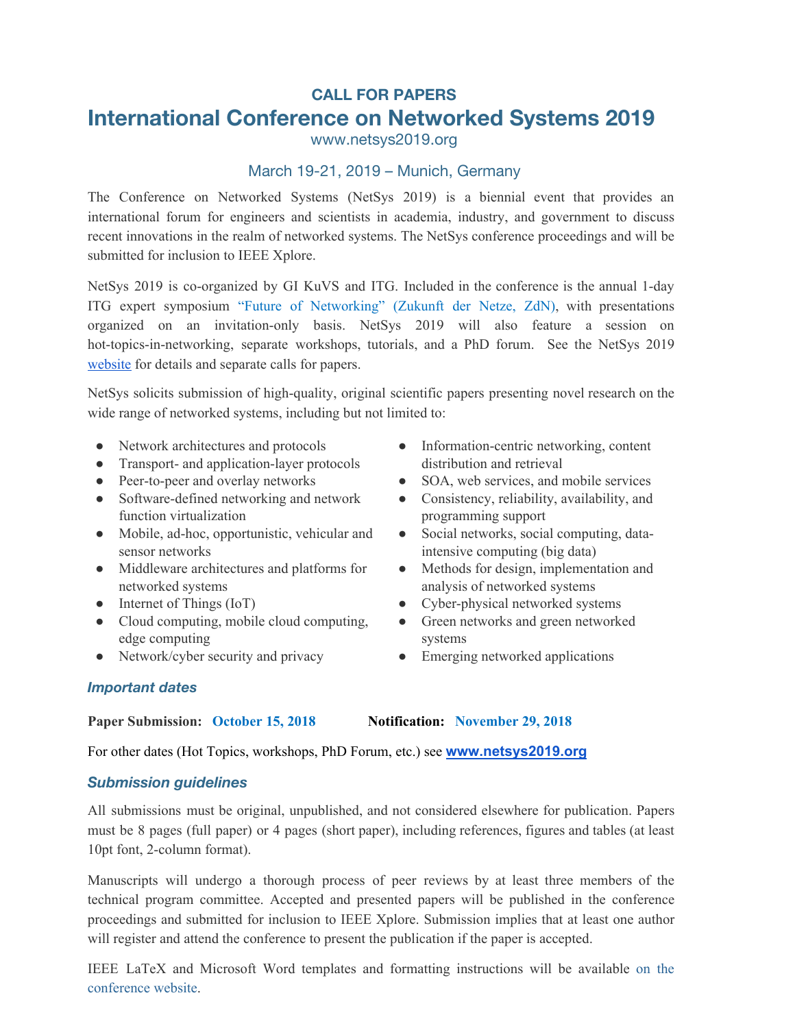## CALL FOR PAPERS

# International Conference on Networked Systems 2019

www.netsys2019.org

March 19-21, 2019 – Munich, Germany

The Conference on Networked Systems (NetSys 2019) is a biennial event that provides an international forum for engineers and scientists in academia, industry, and government to discuss recent innovations in the realm of networked systems. The NetSys conference proceedings and will be submitted for inclusion to IEEE Xplore.

NetSys 2019 is co-organized by GI KuVS and ITG. Included in the conference is the annual 1-day ITG expert symposium "Future of Networking" (Zukunft der Netze, ZdN), with presentations organized on an invitation-only basis. NetSys 2019 will also feature a session on hot-topics-in-networking, separate workshops, tutorials, and a PhD forum. See the NetSys 2019 website for details and separate calls for papers.

NetSys solicits submission of high-quality, original scientific papers presenting novel research on the wide range of networked systems, including but not limited to:

- Network architectures and protocols
- Transport- and application-layer protocols
- Peer-to-peer and overlay networks
- Software-defined networking and network function virtualization
- Mobile, ad-hoc, opportunistic, vehicular and sensor networks
- Middleware architectures and platforms for networked systems
- Internet of Things (IoT)
- Cloud computing, mobile cloud computing, edge computing
- Network/cyber security and privacy
- Information-centric networking, content distribution and retrieval
- SOA, web services, and mobile services
- Consistency, reliability, availability, and programming support
- Social networks, social computing, data-intensive computing (big data)
- Methods for design, implementation and analysis of networked systems
- Cyber-physical networked systems
- Green networks and green networked systems
- Emerging networked applications

### *Important dates*

**Paper Submission: October 15, 2018** **Notification: November 29, 2018**

For other dates (Hot Topics, workshops, PhD Forum, etc.) see **www.netsys2019.org**

### *Submission guidelines*

All submissions must be original, unpublished, and not considered elsewhere for publication. Papers must be 8 pages (full paper) or 4 pages (short paper), including references, figures and tables (at least 10pt font, 2-column format).

Manuscripts will undergo a thorough process of peer reviews by at least three members of the technical program committee. Accepted and presented papers will be published in the conference proceedings and submitted for inclusion to IEEE Xplore. Submission implies that at least one author will register and attend the conference to present the publication if the paper is accepted.

IEEE LaTeX and Microsoft Word templates and formatting instructions will be available on the conference website.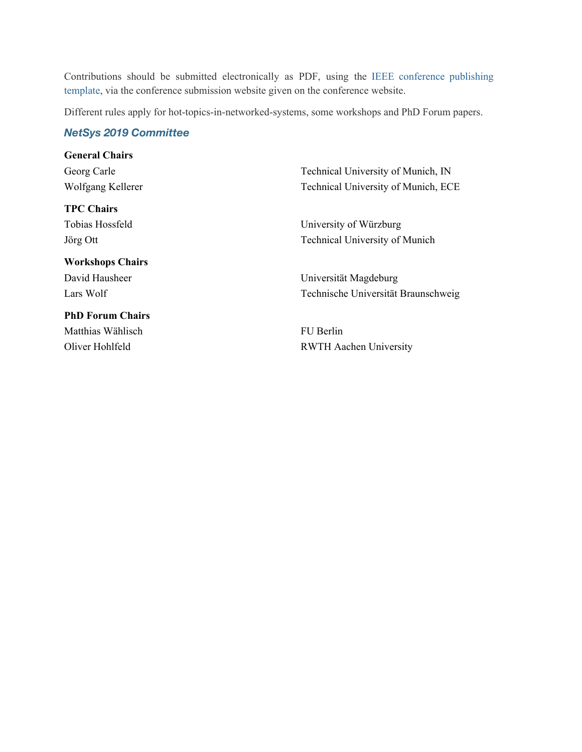Contributions should be submitted electronically as PDF, using the IEEE conference publishing template, via the conference submission website given on the conference website.

Different rules apply for hot-topics-in-networked-systems, some workshops and PhD Forum papers.

## *NetSys 2019 Committee*

**General Chairs**

| | |
|---|---|
| Georg Carle | Technical University of Munich, IN |
| Wolfgang Kellerer | Technical University of Munich, ECE |

**TPC Chairs**

| | |
|---|---|
| Tobias Hossfeld | University of Würzburg |
| Jörg Ott | Technical University of Munich |

**Workshops Chairs**

| | |
|---|---|
| David Hausheer | Universität Magdeburg |
| Lars Wolf | Technische Universität Braunschweig |

**PhD Forum Chairs**

| | |
|---|---|
| Matthias Wählisch | FU Berlin |
| Oliver Hohlfeld | RWTH Aachen University |